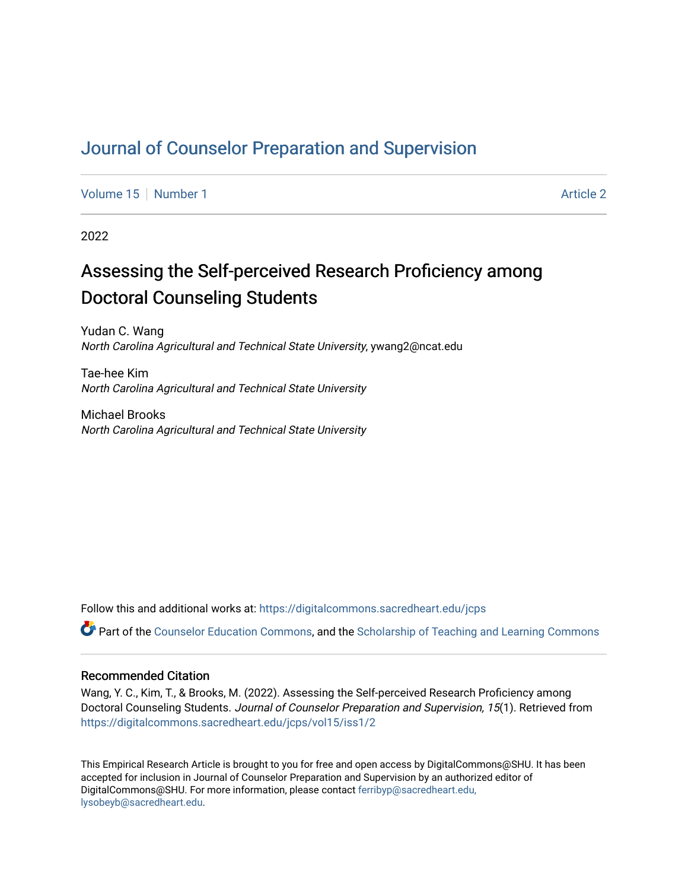# Journal of Counselor Preparation and Supervision

Volume 15 | Number 1 Article 2

2022

## Assessing the Self-perceived Research Proficiency among Doctoral Counseling Students

Yudan C. Wang
*North Carolina Agricultural and Technical State University*, ywang2@ncat.edu

Tae-hee Kim
*North Carolina Agricultural and Technical State University*

Michael Brooks
*North Carolina Agricultural and Technical State University*

Follow this and additional works at: https://digitalcommons.sacredheart.edu/jcps

Part of the Counselor Education Commons, and the Scholarship of Teaching and Learning Commons

### Recommended Citation

Wang, Y. C., Kim, T., & Brooks, M. (2022). Assessing the Self-perceived Research Proficiency among Doctoral Counseling Students. *Journal of Counselor Preparation and Supervision, 15*(1). Retrieved from https://digitalcommons.sacredheart.edu/jcps/vol15/iss1/2

This Empirical Research Article is brought to you for free and open access by DigitalCommons@SHU. It has been accepted for inclusion in Journal of Counselor Preparation and Supervision by an authorized editor of DigitalCommons@SHU. For more information, please contact ferribyp@sacredheart.edu, lysobeyb@sacredheart.edu.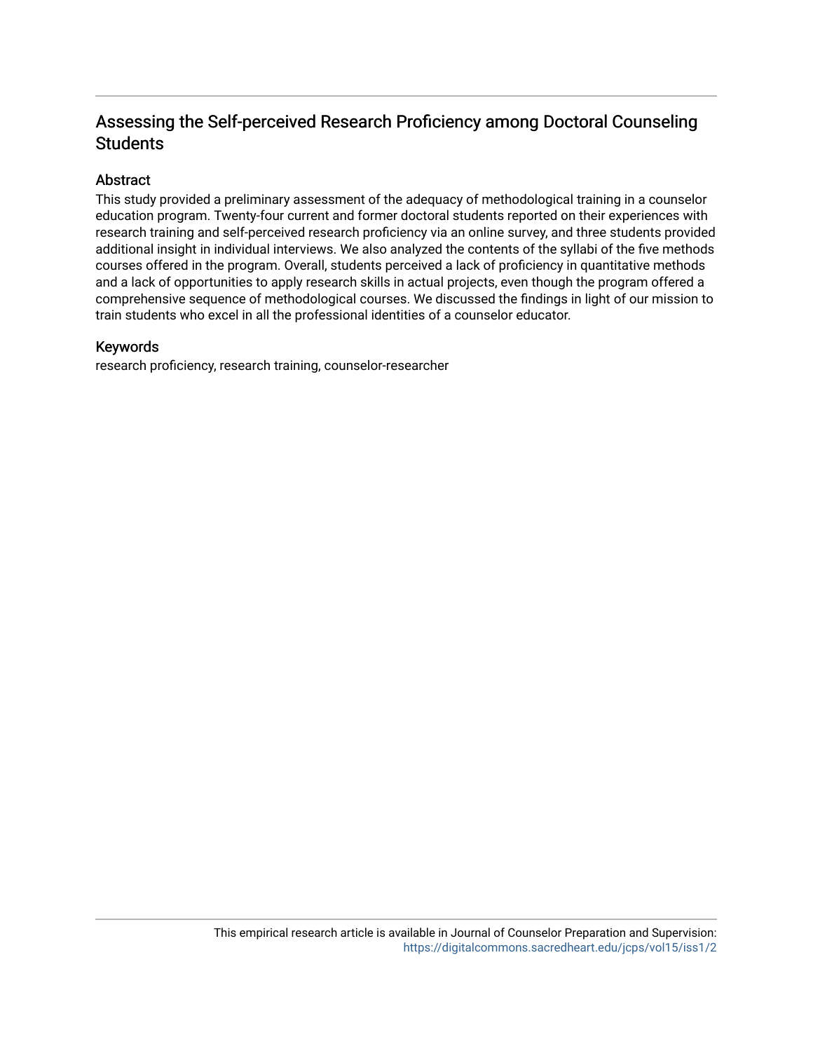# Assessing the Self-perceived Research Proficiency among Doctoral Counseling Students

## Abstract

This study provided a preliminary assessment of the adequacy of methodological training in a counselor education program. Twenty-four current and former doctoral students reported on their experiences with research training and self-perceived research proficiency via an online survey, and three students provided additional insight in individual interviews. We also analyzed the contents of the syllabi of the five methods courses offered in the program. Overall, students perceived a lack of proficiency in quantitative methods and a lack of opportunities to apply research skills in actual projects, even though the program offered a comprehensive sequence of methodological courses. We discussed the findings in light of our mission to train students who excel in all the professional identities of a counselor educator.

## Keywords

research proficiency, research training, counselor-researcher

This empirical research article is available in Journal of Counselor Preparation and Supervision: https://digitalcommons.sacredheart.edu/jcps/vol15/iss1/2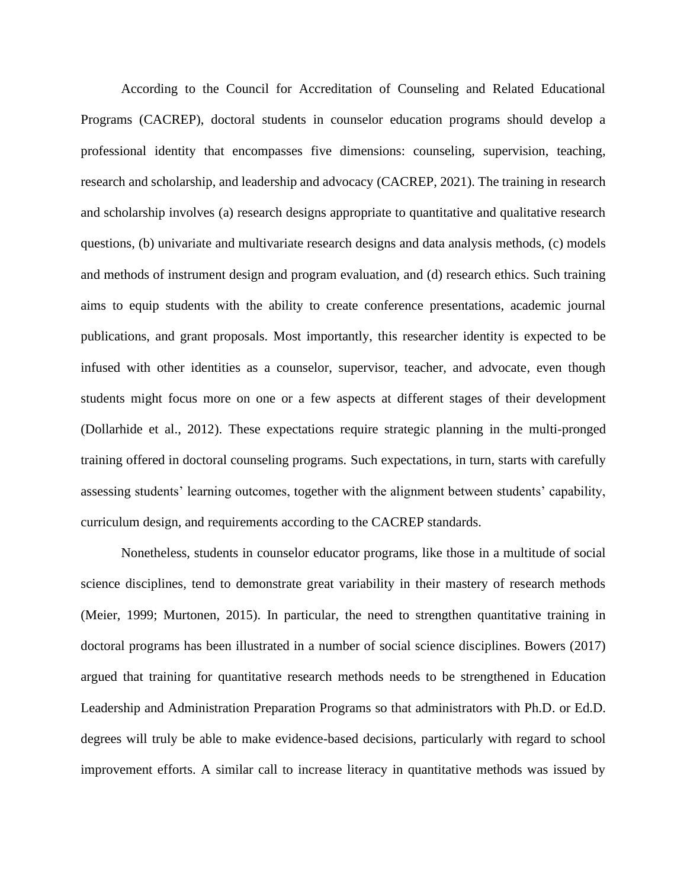According to the Council for Accreditation of Counseling and Related Educational Programs (CACREP), doctoral students in counselor education programs should develop a professional identity that encompasses five dimensions: counseling, supervision, teaching, research and scholarship, and leadership and advocacy (CACREP, 2021). The training in research and scholarship involves (a) research designs appropriate to quantitative and qualitative research questions, (b) univariate and multivariate research designs and data analysis methods, (c) models and methods of instrument design and program evaluation, and (d) research ethics. Such training aims to equip students with the ability to create conference presentations, academic journal publications, and grant proposals. Most importantly, this researcher identity is expected to be infused with other identities as a counselor, supervisor, teacher, and advocate, even though students might focus more on one or a few aspects at different stages of their development (Dollarhide et al., 2012). These expectations require strategic planning in the multi-pronged training offered in doctoral counseling programs. Such expectations, in turn, starts with carefully assessing students' learning outcomes, together with the alignment between students' capability, curriculum design, and requirements according to the CACREP standards.

Nonetheless, students in counselor educator programs, like those in a multitude of social science disciplines, tend to demonstrate great variability in their mastery of research methods (Meier, 1999; Murtonen, 2015). In particular, the need to strengthen quantitative training in doctoral programs has been illustrated in a number of social science disciplines. Bowers (2017) argued that training for quantitative research methods needs to be strengthened in Education Leadership and Administration Preparation Programs so that administrators with Ph.D. or Ed.D. degrees will truly be able to make evidence-based decisions, particularly with regard to school improvement efforts. A similar call to increase literacy in quantitative methods was issued by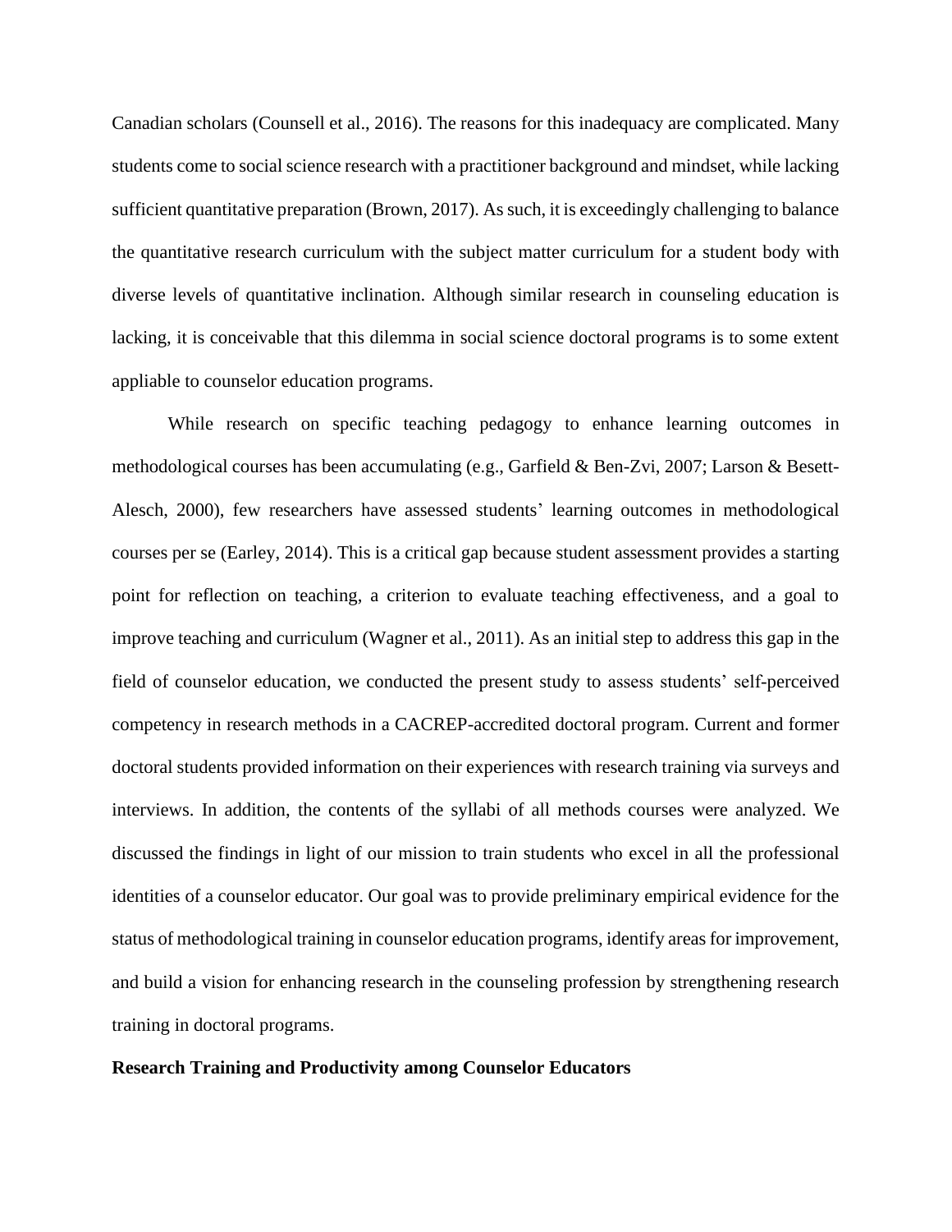Canadian scholars (Counsell et al., 2016). The reasons for this inadequacy are complicated. Many students come to social science research with a practitioner background and mindset, while lacking sufficient quantitative preparation (Brown, 2017). As such, it is exceedingly challenging to balance the quantitative research curriculum with the subject matter curriculum for a student body with diverse levels of quantitative inclination. Although similar research in counseling education is lacking, it is conceivable that this dilemma in social science doctoral programs is to some extent appliable to counselor education programs.

While research on specific teaching pedagogy to enhance learning outcomes in methodological courses has been accumulating (e.g., Garfield & Ben-Zvi, 2007; Larson & Besett-Alesch, 2000), few researchers have assessed students' learning outcomes in methodological courses per se (Earley, 2014). This is a critical gap because student assessment provides a starting point for reflection on teaching, a criterion to evaluate teaching effectiveness, and a goal to improve teaching and curriculum (Wagner et al., 2011). As an initial step to address this gap in the field of counselor education, we conducted the present study to assess students' self-perceived competency in research methods in a CACREP-accredited doctoral program. Current and former doctoral students provided information on their experiences with research training via surveys and interviews. In addition, the contents of the syllabi of all methods courses were analyzed. We discussed the findings in light of our mission to train students who excel in all the professional identities of a counselor educator. Our goal was to provide preliminary empirical evidence for the status of methodological training in counselor education programs, identify areas for improvement, and build a vision for enhancing research in the counseling profession by strengthening research training in doctoral programs.

## Research Training and Productivity among Counselor Educators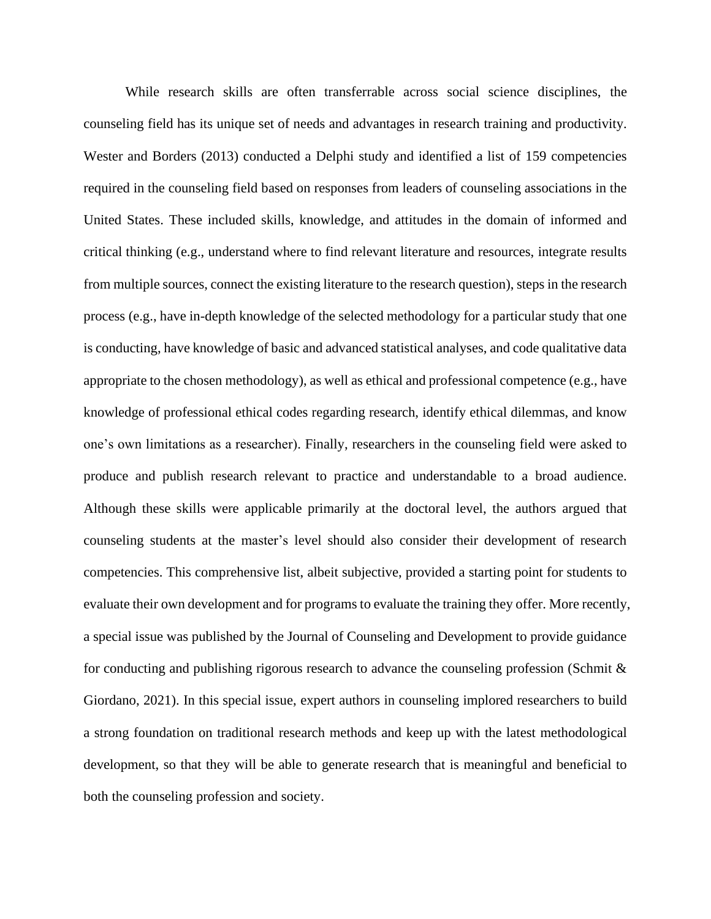While research skills are often transferrable across social science disciplines, the counseling field has its unique set of needs and advantages in research training and productivity. Wester and Borders (2013) conducted a Delphi study and identified a list of 159 competencies required in the counseling field based on responses from leaders of counseling associations in the United States. These included skills, knowledge, and attitudes in the domain of informed and critical thinking (e.g., understand where to find relevant literature and resources, integrate results from multiple sources, connect the existing literature to the research question), steps in the research process (e.g., have in-depth knowledge of the selected methodology for a particular study that one is conducting, have knowledge of basic and advanced statistical analyses, and code qualitative data appropriate to the chosen methodology), as well as ethical and professional competence (e.g., have knowledge of professional ethical codes regarding research, identify ethical dilemmas, and know one's own limitations as a researcher). Finally, researchers in the counseling field were asked to produce and publish research relevant to practice and understandable to a broad audience. Although these skills were applicable primarily at the doctoral level, the authors argued that counseling students at the master's level should also consider their development of research competencies. This comprehensive list, albeit subjective, provided a starting point for students to evaluate their own development and for programs to evaluate the training they offer. More recently, a special issue was published by the Journal of Counseling and Development to provide guidance for conducting and publishing rigorous research to advance the counseling profession (Schmit & Giordano, 2021). In this special issue, expert authors in counseling implored researchers to build a strong foundation on traditional research methods and keep up with the latest methodological development, so that they will be able to generate research that is meaningful and beneficial to both the counseling profession and society.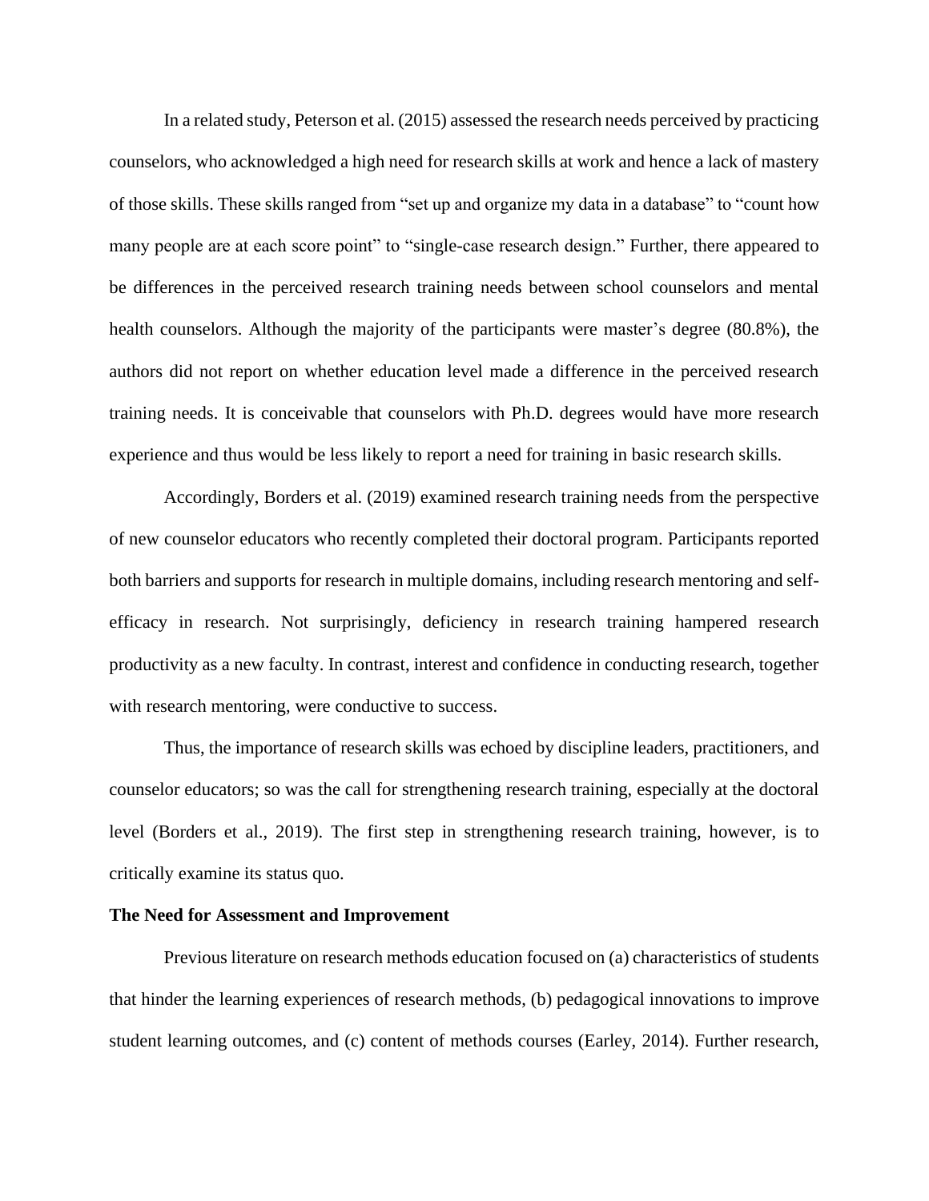In a related study, Peterson et al. (2015) assessed the research needs perceived by practicing counselors, who acknowledged a high need for research skills at work and hence a lack of mastery of those skills. These skills ranged from "set up and organize my data in a database" to "count how many people are at each score point" to "single-case research design." Further, there appeared to be differences in the perceived research training needs between school counselors and mental health counselors. Although the majority of the participants were master's degree (80.8%), the authors did not report on whether education level made a difference in the perceived research training needs. It is conceivable that counselors with Ph.D. degrees would have more research experience and thus would be less likely to report a need for training in basic research skills.

Accordingly, Borders et al. (2019) examined research training needs from the perspective of new counselor educators who recently completed their doctoral program. Participants reported both barriers and supports for research in multiple domains, including research mentoring and self-efficacy in research. Not surprisingly, deficiency in research training hampered research productivity as a new faculty. In contrast, interest and confidence in conducting research, together with research mentoring, were conductive to success.

Thus, the importance of research skills was echoed by discipline leaders, practitioners, and counselor educators; so was the call for strengthening research training, especially at the doctoral level (Borders et al., 2019). The first step in strengthening research training, however, is to critically examine its status quo.

**The Need for Assessment and Improvement**

Previous literature on research methods education focused on (a) characteristics of students that hinder the learning experiences of research methods, (b) pedagogical innovations to improve student learning outcomes, and (c) content of methods courses (Earley, 2014). Further research,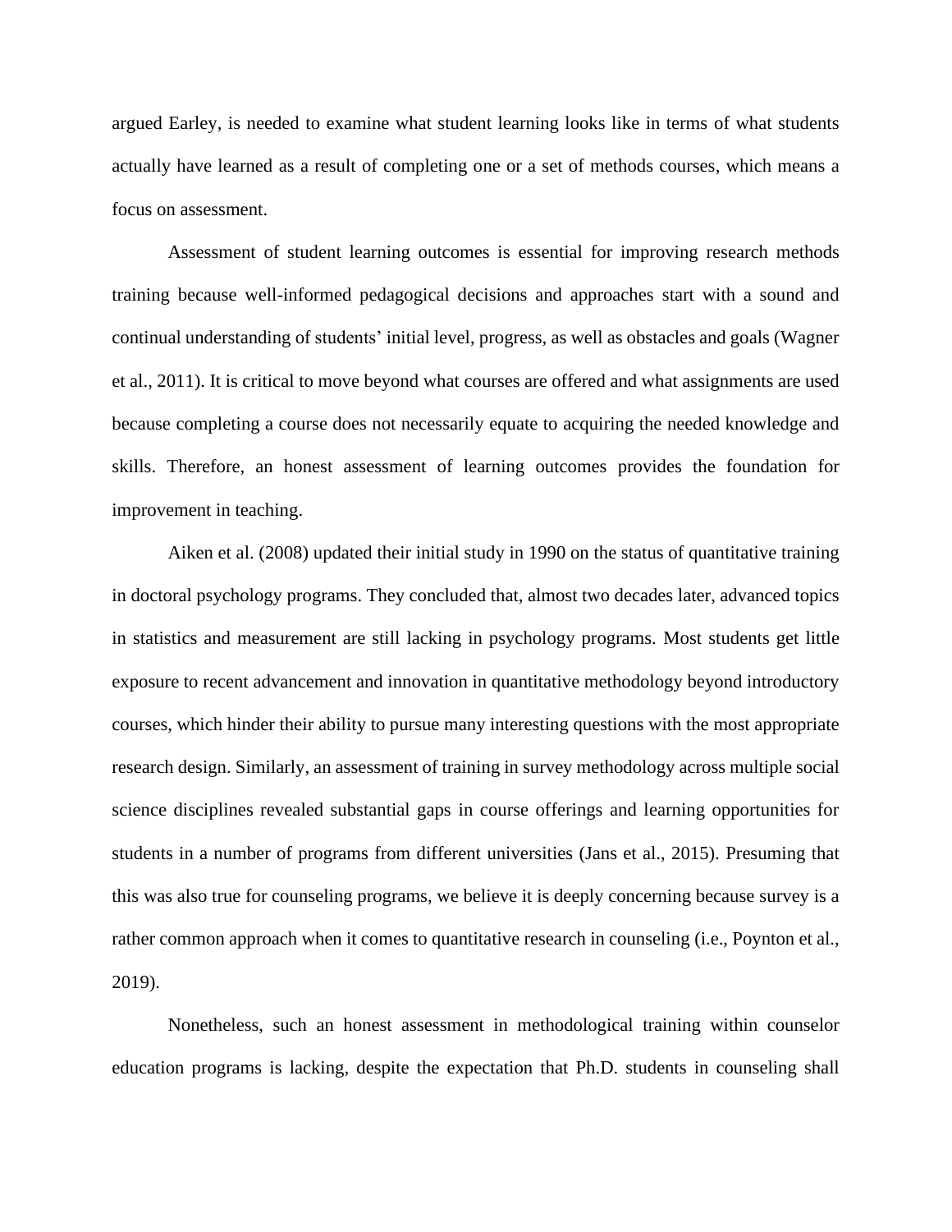argued Earley, is needed to examine what student learning looks like in terms of what students actually have learned as a result of completing one or a set of methods courses, which means a focus on assessment.

Assessment of student learning outcomes is essential for improving research methods training because well-informed pedagogical decisions and approaches start with a sound and continual understanding of students' initial level, progress, as well as obstacles and goals (Wagner et al., 2011). It is critical to move beyond what courses are offered and what assignments are used because completing a course does not necessarily equate to acquiring the needed knowledge and skills. Therefore, an honest assessment of learning outcomes provides the foundation for improvement in teaching.

Aiken et al. (2008) updated their initial study in 1990 on the status of quantitative training in doctoral psychology programs. They concluded that, almost two decades later, advanced topics in statistics and measurement are still lacking in psychology programs. Most students get little exposure to recent advancement and innovation in quantitative methodology beyond introductory courses, which hinder their ability to pursue many interesting questions with the most appropriate research design. Similarly, an assessment of training in survey methodology across multiple social science disciplines revealed substantial gaps in course offerings and learning opportunities for students in a number of programs from different universities (Jans et al., 2015). Presuming that this was also true for counseling programs, we believe it is deeply concerning because survey is a rather common approach when it comes to quantitative research in counseling (i.e., Poynton et al., 2019).

Nonetheless, such an honest assessment in methodological training within counselor education programs is lacking, despite the expectation that Ph.D. students in counseling shall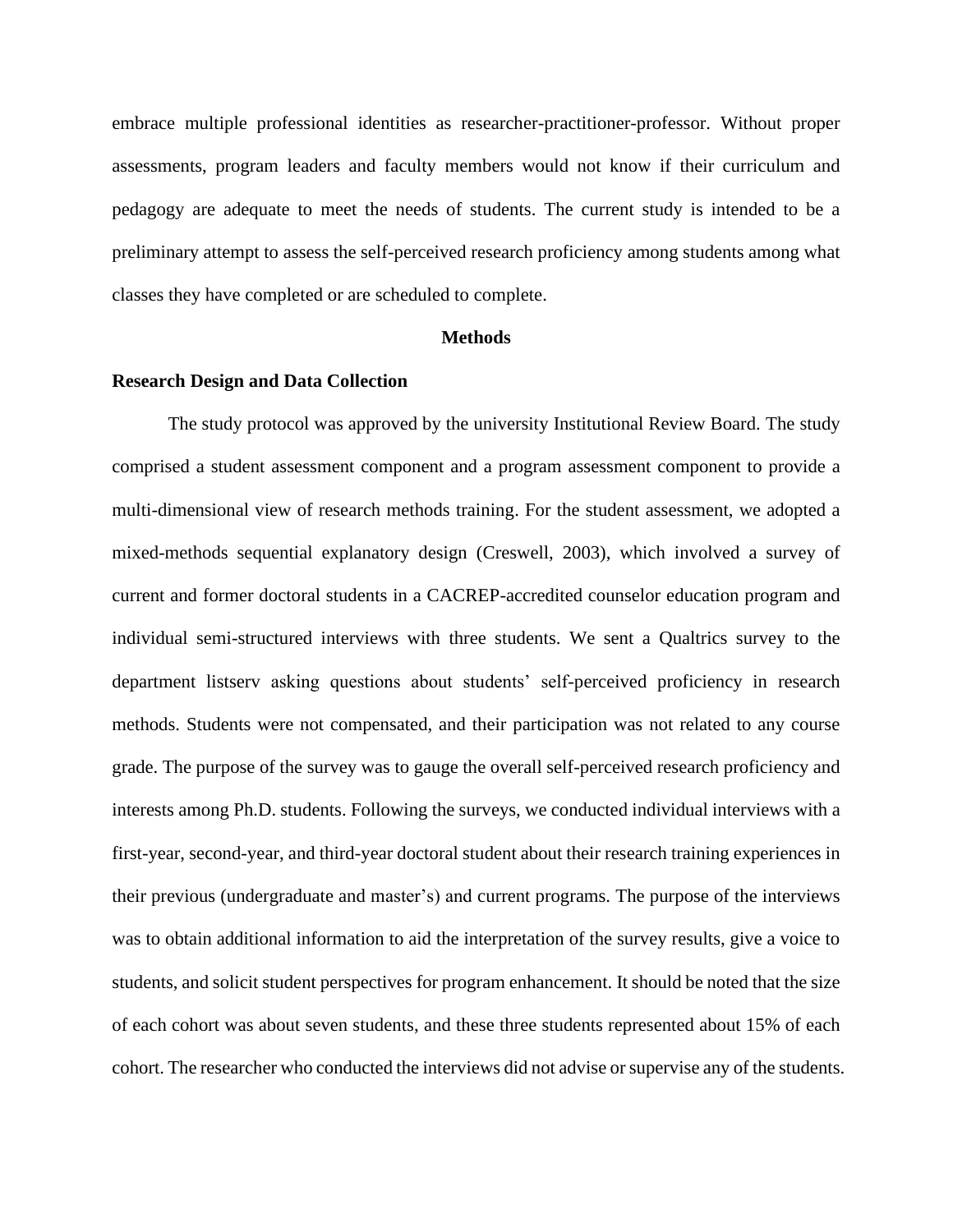embrace multiple professional identities as researcher-practitioner-professor. Without proper assessments, program leaders and faculty members would not know if their curriculum and pedagogy are adequate to meet the needs of students. The current study is intended to be a preliminary attempt to assess the self-perceived research proficiency among students among what classes they have completed or are scheduled to complete.

## Methods

### Research Design and Data Collection

The study protocol was approved by the university Institutional Review Board. The study comprised a student assessment component and a program assessment component to provide a multi-dimensional view of research methods training. For the student assessment, we adopted a mixed-methods sequential explanatory design (Creswell, 2003), which involved a survey of current and former doctoral students in a CACREP-accredited counselor education program and individual semi-structured interviews with three students. We sent a Qualtrics survey to the department listserv asking questions about students' self-perceived proficiency in research methods. Students were not compensated, and their participation was not related to any course grade. The purpose of the survey was to gauge the overall self-perceived research proficiency and interests among Ph.D. students. Following the surveys, we conducted individual interviews with a first-year, second-year, and third-year doctoral student about their research training experiences in their previous (undergraduate and master's) and current programs. The purpose of the interviews was to obtain additional information to aid the interpretation of the survey results, give a voice to students, and solicit student perspectives for program enhancement. It should be noted that the size of each cohort was about seven students, and these three students represented about 15% of each cohort. The researcher who conducted the interviews did not advise or supervise any of the students.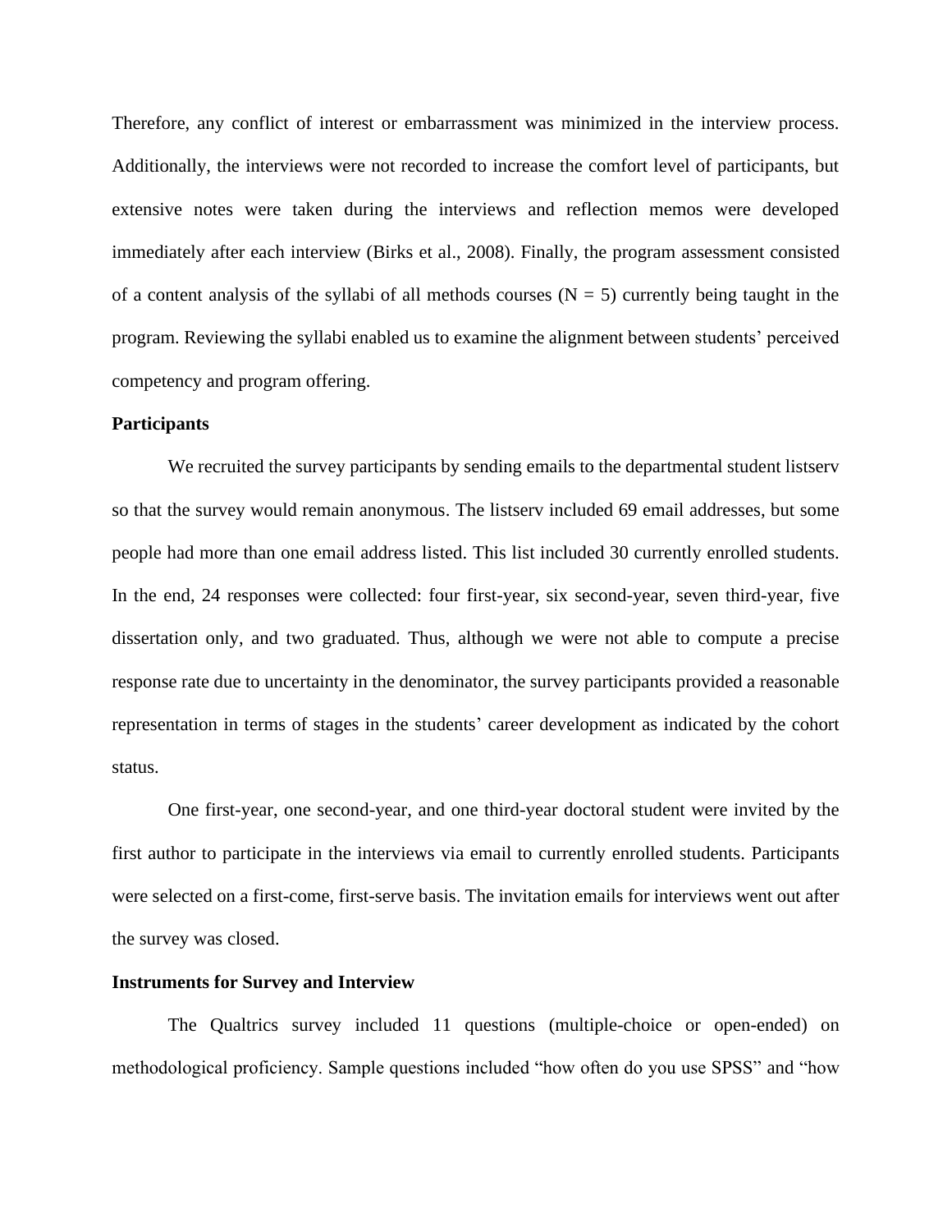Therefore, any conflict of interest or embarrassment was minimized in the interview process. Additionally, the interviews were not recorded to increase the comfort level of participants, but extensive notes were taken during the interviews and reflection memos were developed immediately after each interview (Birks et al., 2008). Finally, the program assessment consisted of a content analysis of the syllabi of all methods courses (N = 5) currently being taught in the program. Reviewing the syllabi enabled us to examine the alignment between students' perceived competency and program offering.

**Participants**

We recruited the survey participants by sending emails to the departmental student listserv so that the survey would remain anonymous. The listserv included 69 email addresses, but some people had more than one email address listed. This list included 30 currently enrolled students. In the end, 24 responses were collected: four first-year, six second-year, seven third-year, five dissertation only, and two graduated. Thus, although we were not able to compute a precise response rate due to uncertainty in the denominator, the survey participants provided a reasonable representation in terms of stages in the students' career development as indicated by the cohort status.

One first-year, one second-year, and one third-year doctoral student were invited by the first author to participate in the interviews via email to currently enrolled students. Participants were selected on a first-come, first-serve basis. The invitation emails for interviews went out after the survey was closed.

**Instruments for Survey and Interview**

The Qualtrics survey included 11 questions (multiple-choice or open-ended) on methodological proficiency. Sample questions included "how often do you use SPSS" and "how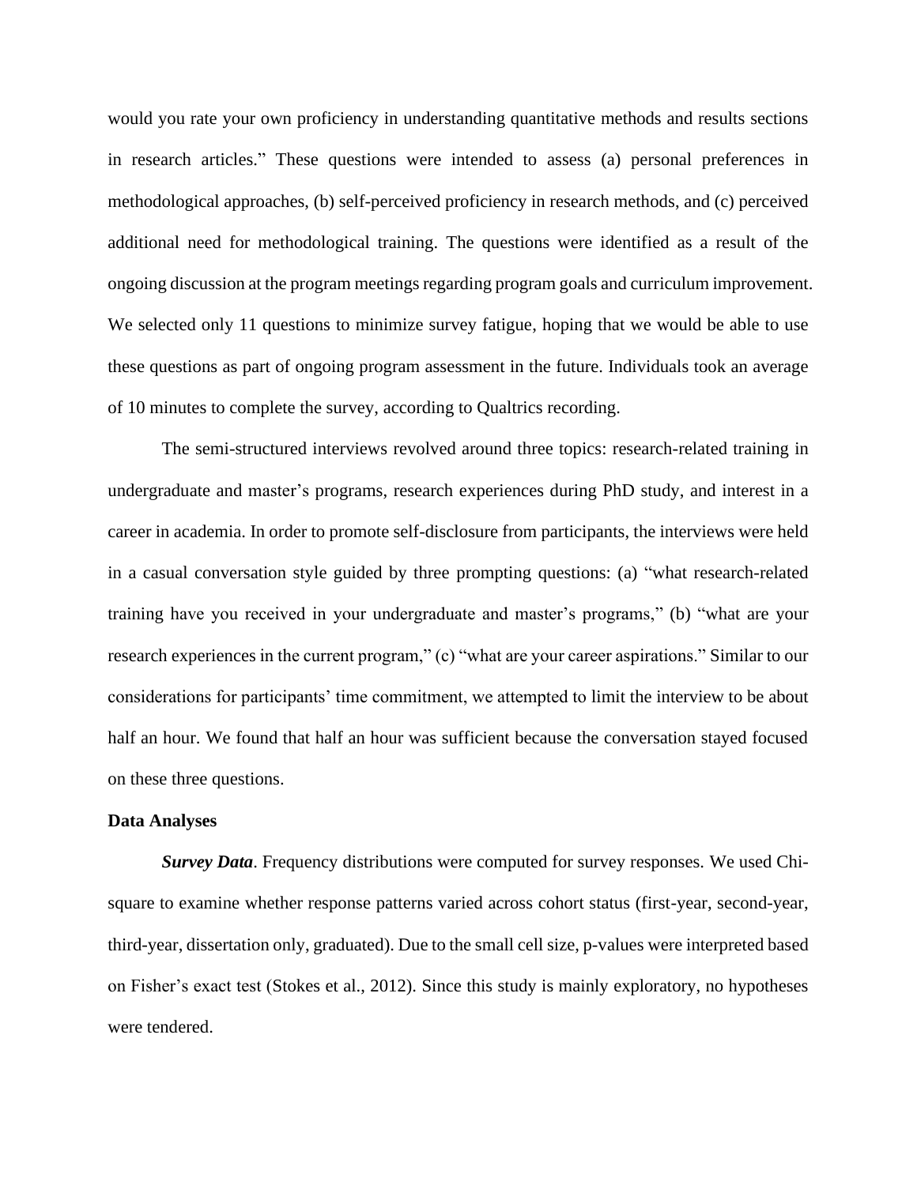would you rate your own proficiency in understanding quantitative methods and results sections in research articles." These questions were intended to assess (a) personal preferences in methodological approaches, (b) self-perceived proficiency in research methods, and (c) perceived additional need for methodological training. The questions were identified as a result of the ongoing discussion at the program meetings regarding program goals and curriculum improvement. We selected only 11 questions to minimize survey fatigue, hoping that we would be able to use these questions as part of ongoing program assessment in the future. Individuals took an average of 10 minutes to complete the survey, according to Qualtrics recording.

The semi-structured interviews revolved around three topics: research-related training in undergraduate and master's programs, research experiences during PhD study, and interest in a career in academia. In order to promote self-disclosure from participants, the interviews were held in a casual conversation style guided by three prompting questions: (a) "what research-related training have you received in your undergraduate and master's programs," (b) "what are your research experiences in the current program," (c) "what are your career aspirations." Similar to our considerations for participants' time commitment, we attempted to limit the interview to be about half an hour. We found that half an hour was sufficient because the conversation stayed focused on these three questions.

**Data Analyses**

***Survey Data***. Frequency distributions were computed for survey responses. We used Chi-square to examine whether response patterns varied across cohort status (first-year, second-year, third-year, dissertation only, graduated). Due to the small cell size, p-values were interpreted based on Fisher's exact test (Stokes et al., 2012). Since this study is mainly exploratory, no hypotheses were tendered.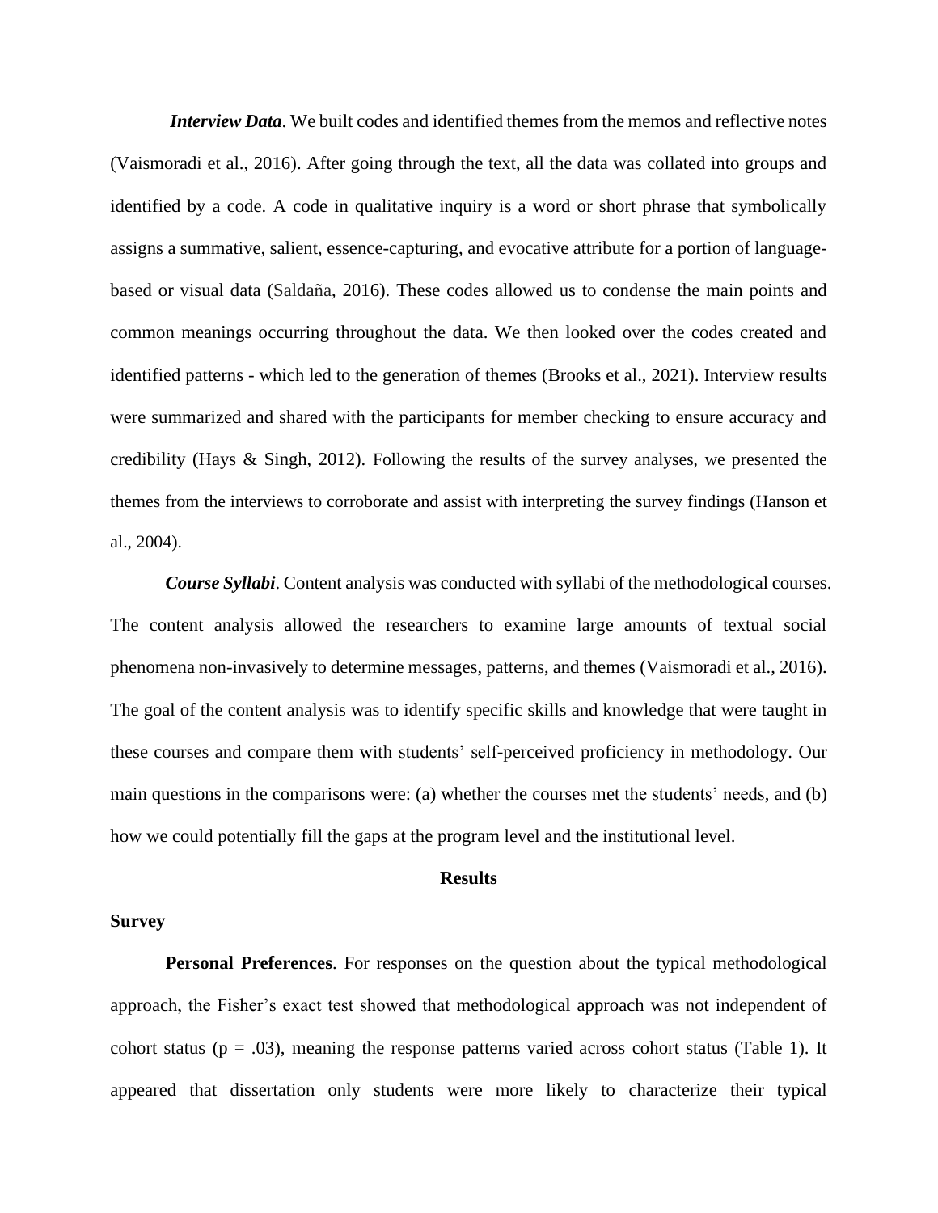***Interview Data***. We built codes and identified themes from the memos and reflective notes (Vaismoradi et al., 2016). After going through the text, all the data was collated into groups and identified by a code. A code in qualitative inquiry is a word or short phrase that symbolically assigns a summative, salient, essence-capturing, and evocative attribute for a portion of language-based or visual data (Saldaña, 2016). These codes allowed us to condense the main points and common meanings occurring throughout the data. We then looked over the codes created and identified patterns - which led to the generation of themes (Brooks et al., 2021). Interview results were summarized and shared with the participants for member checking to ensure accuracy and credibility (Hays & Singh, 2012). Following the results of the survey analyses, we presented the themes from the interviews to corroborate and assist with interpreting the survey findings (Hanson et al., 2004).

***Course Syllabi***. Content analysis was conducted with syllabi of the methodological courses. The content analysis allowed the researchers to examine large amounts of textual social phenomena non-invasively to determine messages, patterns, and themes (Vaismoradi et al., 2016). The goal of the content analysis was to identify specific skills and knowledge that were taught in these courses and compare them with students' self-perceived proficiency in methodology. Our main questions in the comparisons were: (a) whether the courses met the students' needs, and (b) how we could potentially fill the gaps at the program level and the institutional level.

## Results

### Survey

**Personal Preferences**. For responses on the question about the typical methodological approach, the Fisher's exact test showed that methodological approach was not independent of cohort status ($p = .03$), meaning the response patterns varied across cohort status (Table 1). It appeared that dissertation only students were more likely to characterize their typical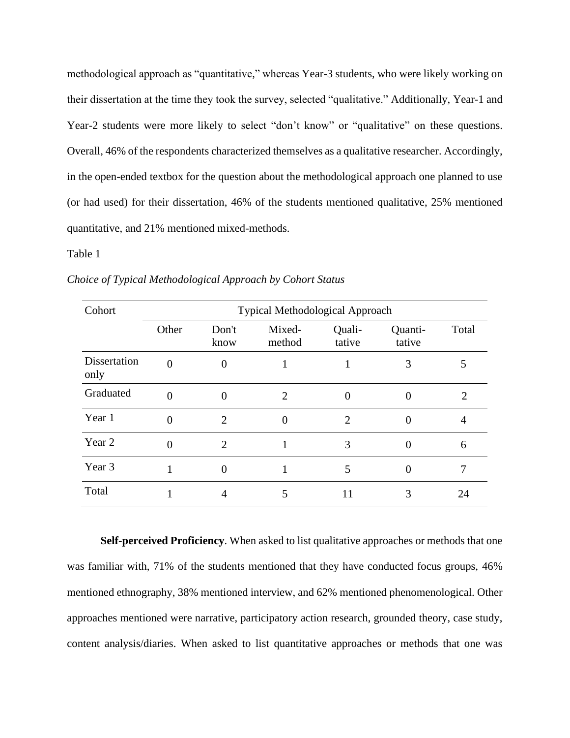methodological approach as "quantitative," whereas Year-3 students, who were likely working on their dissertation at the time they took the survey, selected "qualitative." Additionally, Year-1 and Year-2 students were more likely to select "don't know" or "qualitative" on these questions. Overall, 46% of the respondents characterized themselves as a qualitative researcher. Accordingly, in the open-ended textbox for the question about the methodological approach one planned to use (or had used) for their dissertation, 46% of the students mentioned qualitative, 25% mentioned quantitative, and 21% mentioned mixed-methods.

Table 1

*Choice of Typical Methodological Approach by Cohort Status*

| Cohort | Typical Methodological Approach | | | | | |
|---|---|---|---|---|---|---|
| | Other | Don't know | Mixed-method | Quali-tative | Quanti-tative | Total |
| Dissertation only | 0 | 0 | 1 | 1 | 3 | 5 |
| Graduated | 0 | 0 | 2 | 0 | 0 | 2 |
| Year 1 | 0 | 2 | 0 | 2 | 0 | 4 |
| Year 2 | 0 | 2 | 1 | 3 | 0 | 6 |
| Year 3 | 1 | 0 | 1 | 5 | 0 | 7 |
| Total | 1 | 4 | 5 | 11 | 3 | 24 |

**Self-perceived Proficiency**. When asked to list qualitative approaches or methods that one was familiar with, 71% of the students mentioned that they have conducted focus groups, 46% mentioned ethnography, 38% mentioned interview, and 62% mentioned phenomenological. Other approaches mentioned were narrative, participatory action research, grounded theory, case study, content analysis/diaries. When asked to list quantitative approaches or methods that one was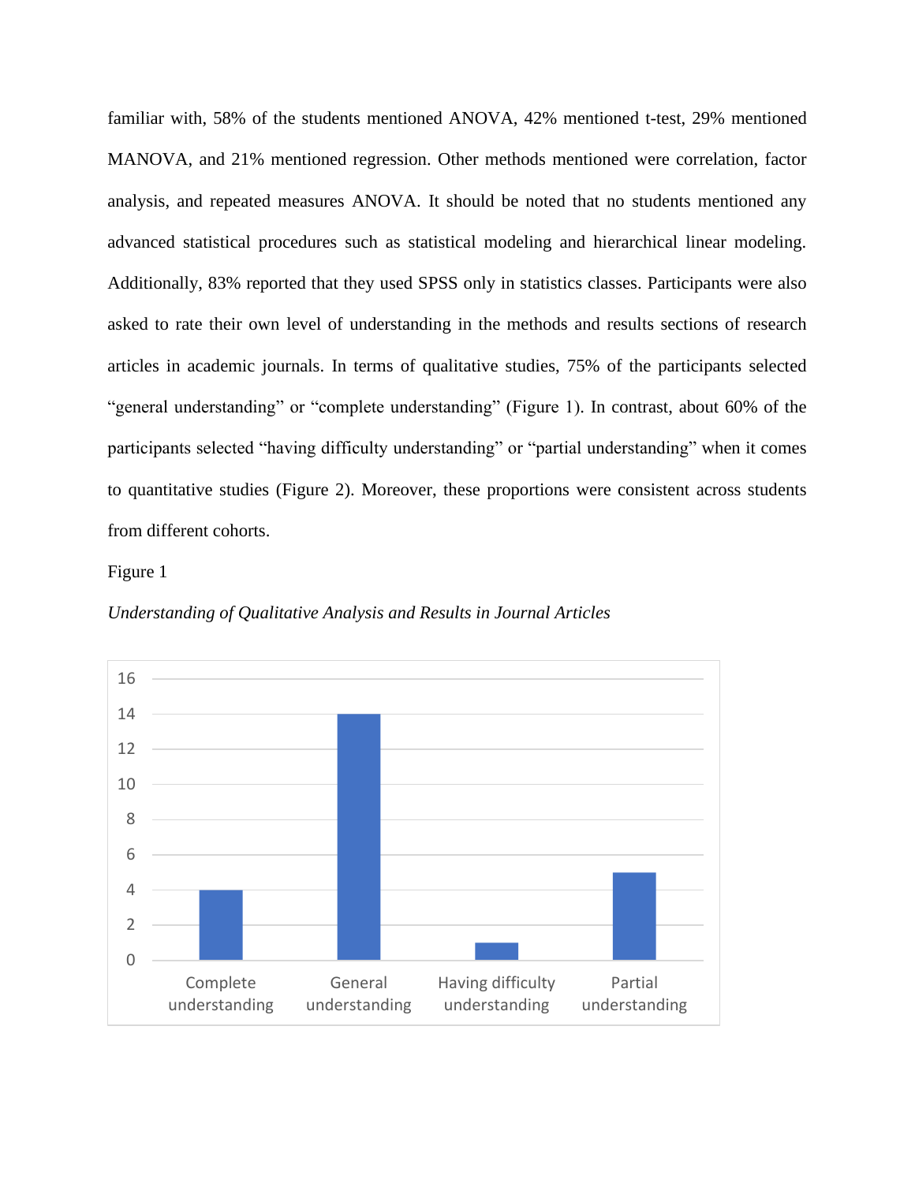familiar with, 58% of the students mentioned ANOVA, 42% mentioned t-test, 29% mentioned MANOVA, and 21% mentioned regression. Other methods mentioned were correlation, factor analysis, and repeated measures ANOVA. It should be noted that no students mentioned any advanced statistical procedures such as statistical modeling and hierarchical linear modeling. Additionally, 83% reported that they used SPSS only in statistics classes. Participants were also asked to rate their own level of understanding in the methods and results sections of research articles in academic journals. In terms of qualitative studies, 75% of the participants selected "general understanding" or "complete understanding" (Figure 1). In contrast, about 60% of the participants selected "having difficulty understanding" or "partial understanding" when it comes to quantitative studies (Figure 2). Moreover, these proportions were consistent across students from different cohorts.

Figure 1

*Understanding of Qualitative Analysis and Results in Journal Articles*

16
14
12
10
8
6
4
2
0

Complete understanding
General understanding
Having difficulty understanding
Partial understanding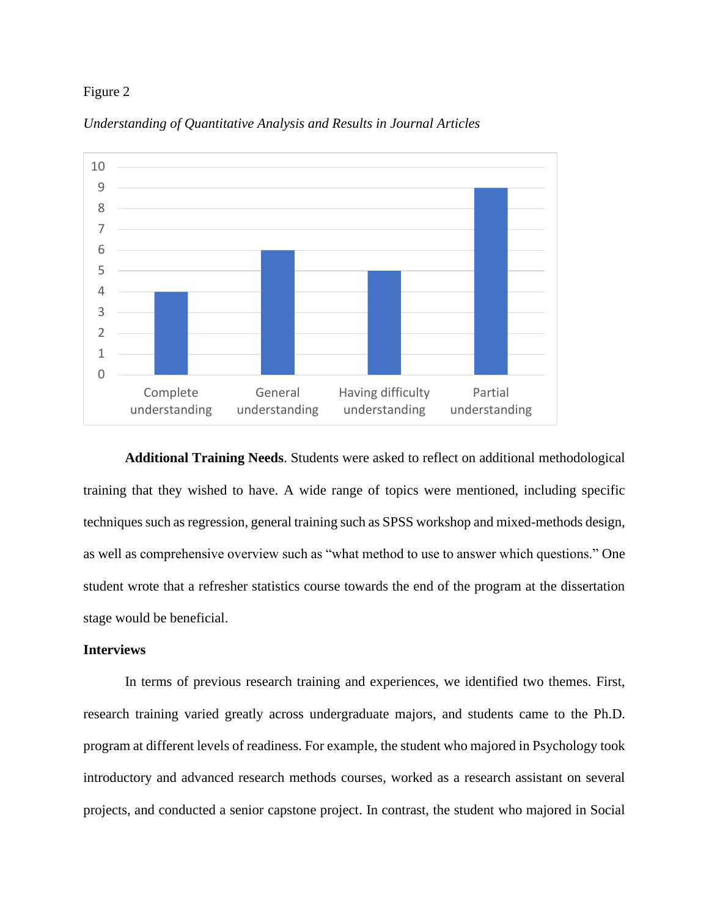Figure 2

*Understanding of Quantitative Analysis and Results in Journal Articles*

10
9
8
7
6
5
4
3
2
1
0

Complete understanding
General understanding
Having difficulty understanding
Partial understanding

**Additional Training Needs**. Students were asked to reflect on additional methodological training that they wished to have. A wide range of topics were mentioned, including specific techniques such as regression, general training such as SPSS workshop and mixed-methods design, as well as comprehensive overview such as "what method to use to answer which questions." One student wrote that a refresher statistics course towards the end of the program at the dissertation stage would be beneficial.

**Interviews**

In terms of previous research training and experiences, we identified two themes. First, research training varied greatly across undergraduate majors, and students came to the Ph.D. program at different levels of readiness. For example, the student who majored in Psychology took introductory and advanced research methods courses, worked as a research assistant on several projects, and conducted a senior capstone project. In contrast, the student who majored in Social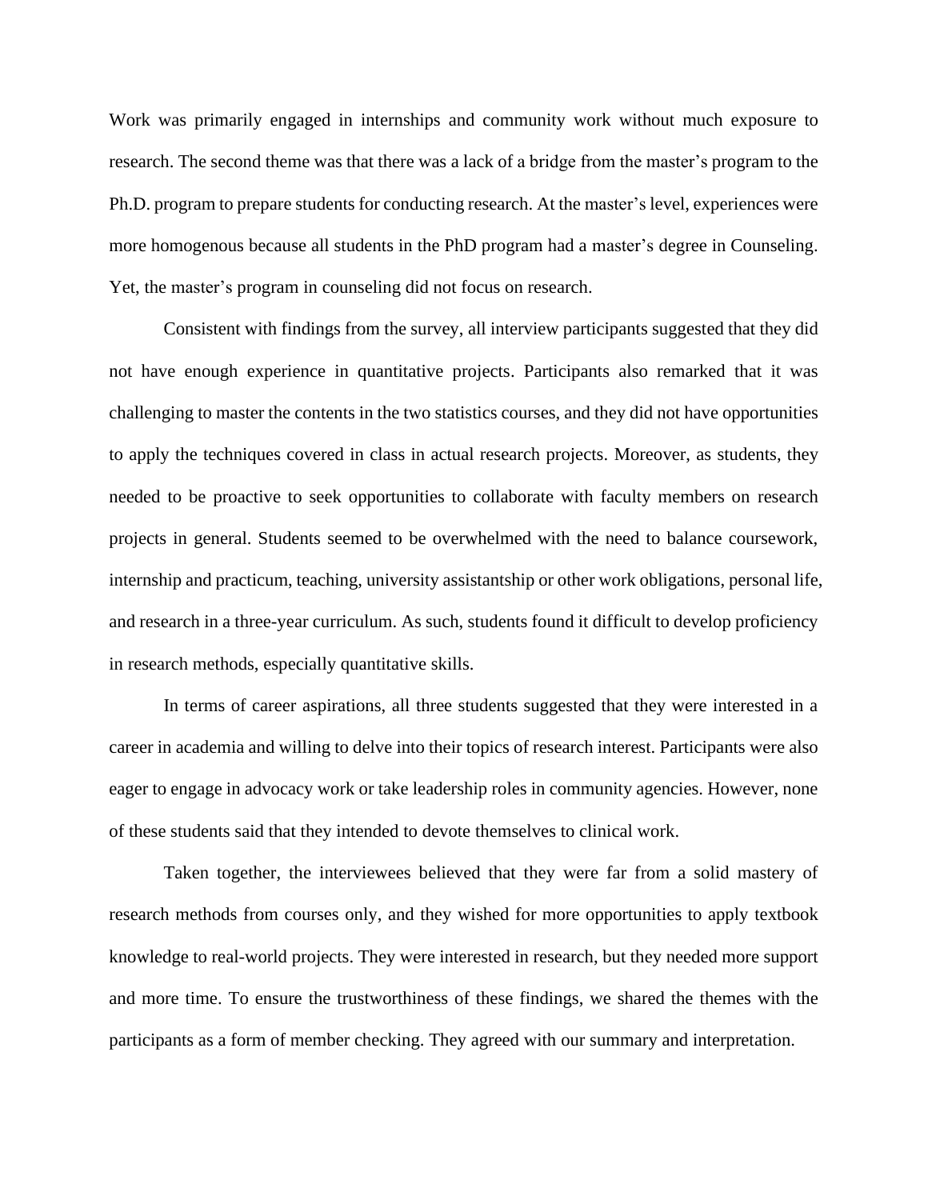Work was primarily engaged in internships and community work without much exposure to research. The second theme was that there was a lack of a bridge from the master's program to the Ph.D. program to prepare students for conducting research. At the master's level, experiences were more homogenous because all students in the PhD program had a master's degree in Counseling. Yet, the master's program in counseling did not focus on research.

Consistent with findings from the survey, all interview participants suggested that they did not have enough experience in quantitative projects. Participants also remarked that it was challenging to master the contents in the two statistics courses, and they did not have opportunities to apply the techniques covered in class in actual research projects. Moreover, as students, they needed to be proactive to seek opportunities to collaborate with faculty members on research projects in general. Students seemed to be overwhelmed with the need to balance coursework, internship and practicum, teaching, university assistantship or other work obligations, personal life, and research in a three-year curriculum. As such, students found it difficult to develop proficiency in research methods, especially quantitative skills.

In terms of career aspirations, all three students suggested that they were interested in a career in academia and willing to delve into their topics of research interest. Participants were also eager to engage in advocacy work or take leadership roles in community agencies. However, none of these students said that they intended to devote themselves to clinical work.

Taken together, the interviewees believed that they were far from a solid mastery of research methods from courses only, and they wished for more opportunities to apply textbook knowledge to real-world projects. They were interested in research, but they needed more support and more time. To ensure the trustworthiness of these findings, we shared the themes with the participants as a form of member checking. They agreed with our summary and interpretation.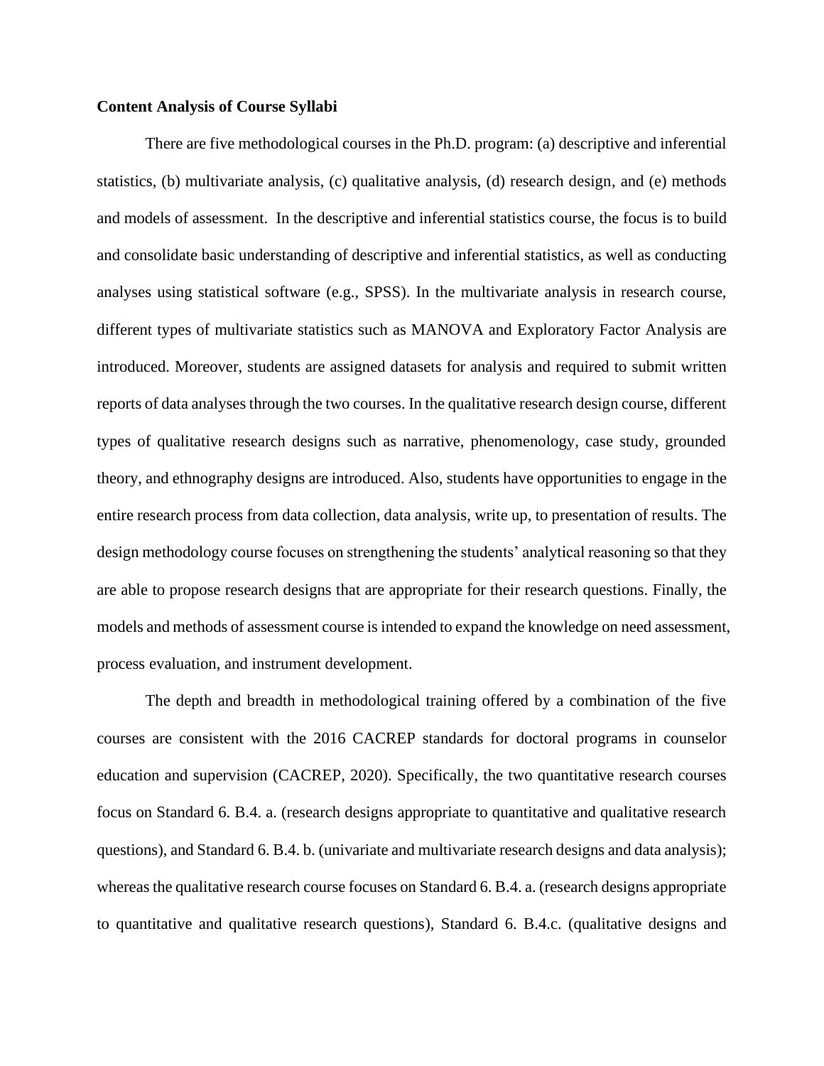**Content Analysis of Course Syllabi**

There are five methodological courses in the Ph.D. program: (a) descriptive and inferential statistics, (b) multivariate analysis, (c) qualitative analysis, (d) research design, and (e) methods and models of assessment. In the descriptive and inferential statistics course, the focus is to build and consolidate basic understanding of descriptive and inferential statistics, as well as conducting analyses using statistical software (e.g., SPSS). In the multivariate analysis in research course, different types of multivariate statistics such as MANOVA and Exploratory Factor Analysis are introduced. Moreover, students are assigned datasets for analysis and required to submit written reports of data analyses through the two courses. In the qualitative research design course, different types of qualitative research designs such as narrative, phenomenology, case study, grounded theory, and ethnography designs are introduced. Also, students have opportunities to engage in the entire research process from data collection, data analysis, write up, to presentation of results. The design methodology course focuses on strengthening the students' analytical reasoning so that they are able to propose research designs that are appropriate for their research questions. Finally, the models and methods of assessment course is intended to expand the knowledge on need assessment, process evaluation, and instrument development.

The depth and breadth in methodological training offered by a combination of the five courses are consistent with the 2016 CACREP standards for doctoral programs in counselor education and supervision (CACREP, 2020). Specifically, the two quantitative research courses focus on Standard 6. B.4. a. (research designs appropriate to quantitative and qualitative research questions), and Standard 6. B.4. b. (univariate and multivariate research designs and data analysis); whereas the qualitative research course focuses on Standard 6. B.4. a. (research designs appropriate to quantitative and qualitative research questions), Standard 6. B.4.c. (qualitative designs and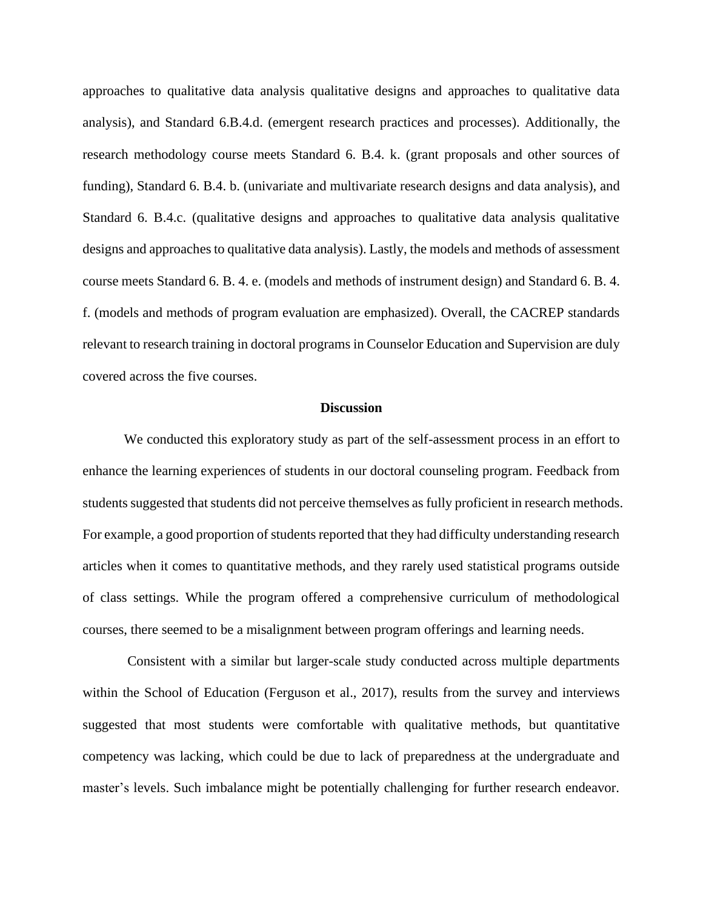approaches to qualitative data analysis qualitative designs and approaches to qualitative data analysis), and Standard 6.B.4.d. (emergent research practices and processes). Additionally, the research methodology course meets Standard 6. B.4. k. (grant proposals and other sources of funding), Standard 6. B.4. b. (univariate and multivariate research designs and data analysis), and Standard 6. B.4.c. (qualitative designs and approaches to qualitative data analysis qualitative designs and approaches to qualitative data analysis). Lastly, the models and methods of assessment course meets Standard 6. B. 4. e. (models and methods of instrument design) and Standard 6. B. 4. f. (models and methods of program evaluation are emphasized). Overall, the CACREP standards relevant to research training in doctoral programs in Counselor Education and Supervision are duly covered across the five courses.

## Discussion

We conducted this exploratory study as part of the self-assessment process in an effort to enhance the learning experiences of students in our doctoral counseling program. Feedback from students suggested that students did not perceive themselves as fully proficient in research methods. For example, a good proportion of students reported that they had difficulty understanding research articles when it comes to quantitative methods, and they rarely used statistical programs outside of class settings. While the program offered a comprehensive curriculum of methodological courses, there seemed to be a misalignment between program offerings and learning needs.

Consistent with a similar but larger-scale study conducted across multiple departments within the School of Education (Ferguson et al., 2017), results from the survey and interviews suggested that most students were comfortable with qualitative methods, but quantitative competency was lacking, which could be due to lack of preparedness at the undergraduate and master's levels. Such imbalance might be potentially challenging for further research endeavor.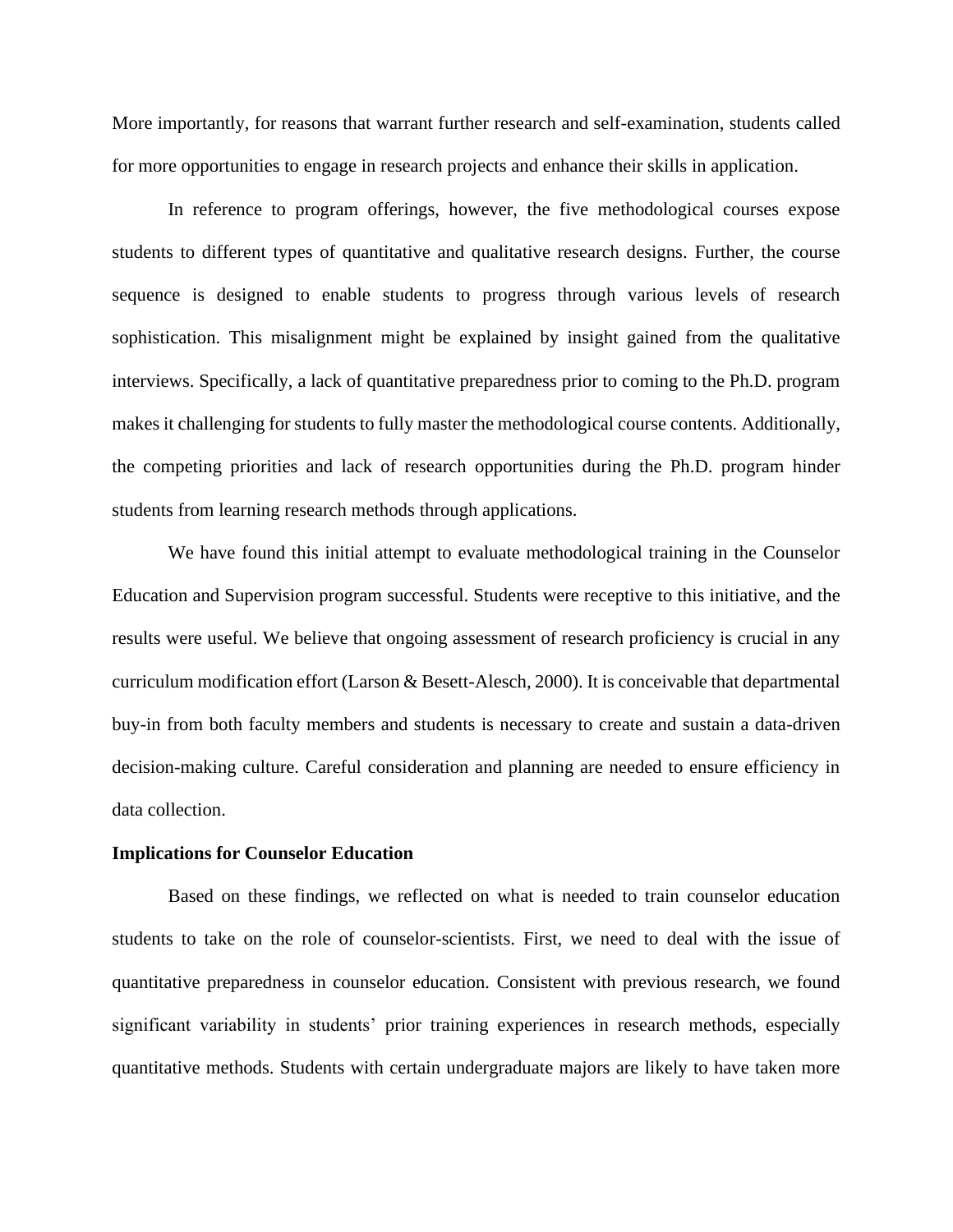More importantly, for reasons that warrant further research and self-examination, students called for more opportunities to engage in research projects and enhance their skills in application.

In reference to program offerings, however, the five methodological courses expose students to different types of quantitative and qualitative research designs. Further, the course sequence is designed to enable students to progress through various levels of research sophistication. This misalignment might be explained by insight gained from the qualitative interviews. Specifically, a lack of quantitative preparedness prior to coming to the Ph.D. program makes it challenging for students to fully master the methodological course contents. Additionally, the competing priorities and lack of research opportunities during the Ph.D. program hinder students from learning research methods through applications.

We have found this initial attempt to evaluate methodological training in the Counselor Education and Supervision program successful. Students were receptive to this initiative, and the results were useful. We believe that ongoing assessment of research proficiency is crucial in any curriculum modification effort (Larson & Besett-Alesch, 2000). It is conceivable that departmental buy-in from both faculty members and students is necessary to create and sustain a data-driven decision-making culture. Careful consideration and planning are needed to ensure efficiency in data collection.

**Implications for Counselor Education**

Based on these findings, we reflected on what is needed to train counselor education students to take on the role of counselor-scientists. First, we need to deal with the issue of quantitative preparedness in counselor education. Consistent with previous research, we found significant variability in students' prior training experiences in research methods, especially quantitative methods. Students with certain undergraduate majors are likely to have taken more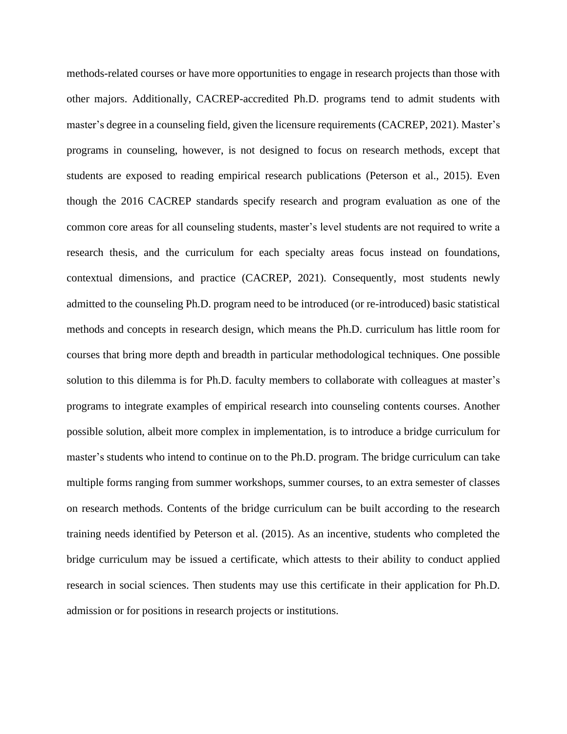methods-related courses or have more opportunities to engage in research projects than those with other majors. Additionally, CACREP-accredited Ph.D. programs tend to admit students with master's degree in a counseling field, given the licensure requirements (CACREP, 2021). Master's programs in counseling, however, is not designed to focus on research methods, except that students are exposed to reading empirical research publications (Peterson et al., 2015). Even though the 2016 CACREP standards specify research and program evaluation as one of the common core areas for all counseling students, master's level students are not required to write a research thesis, and the curriculum for each specialty areas focus instead on foundations, contextual dimensions, and practice (CACREP, 2021). Consequently, most students newly admitted to the counseling Ph.D. program need to be introduced (or re-introduced) basic statistical methods and concepts in research design, which means the Ph.D. curriculum has little room for courses that bring more depth and breadth in particular methodological techniques. One possible solution to this dilemma is for Ph.D. faculty members to collaborate with colleagues at master's programs to integrate examples of empirical research into counseling contents courses. Another possible solution, albeit more complex in implementation, is to introduce a bridge curriculum for master's students who intend to continue on to the Ph.D. program. The bridge curriculum can take multiple forms ranging from summer workshops, summer courses, to an extra semester of classes on research methods. Contents of the bridge curriculum can be built according to the research training needs identified by Peterson et al. (2015). As an incentive, students who completed the bridge curriculum may be issued a certificate, which attests to their ability to conduct applied research in social sciences. Then students may use this certificate in their application for Ph.D. admission or for positions in research projects or institutions.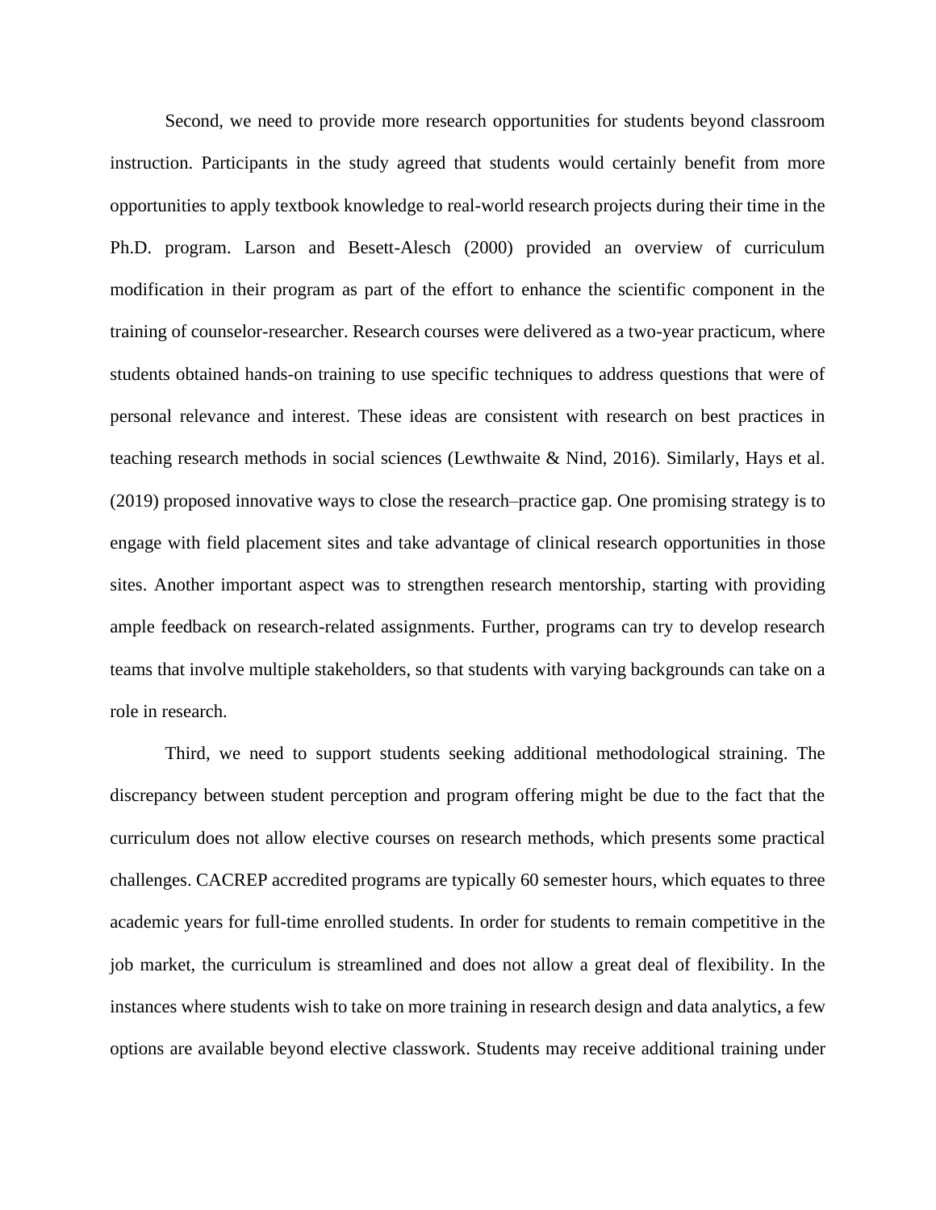Second, we need to provide more research opportunities for students beyond classroom instruction. Participants in the study agreed that students would certainly benefit from more opportunities to apply textbook knowledge to real-world research projects during their time in the Ph.D. program. Larson and Besett-Alesch (2000) provided an overview of curriculum modification in their program as part of the effort to enhance the scientific component in the training of counselor-researcher. Research courses were delivered as a two-year practicum, where students obtained hands-on training to use specific techniques to address questions that were of personal relevance and interest. These ideas are consistent with research on best practices in teaching research methods in social sciences (Lewthwaite & Nind, 2016). Similarly, Hays et al. (2019) proposed innovative ways to close the research–practice gap. One promising strategy is to engage with field placement sites and take advantage of clinical research opportunities in those sites. Another important aspect was to strengthen research mentorship, starting with providing ample feedback on research-related assignments. Further, programs can try to develop research teams that involve multiple stakeholders, so that students with varying backgrounds can take on a role in research.

Third, we need to support students seeking additional methodological straining. The discrepancy between student perception and program offering might be due to the fact that the curriculum does not allow elective courses on research methods, which presents some practical challenges. CACREP accredited programs are typically 60 semester hours, which equates to three academic years for full-time enrolled students. In order for students to remain competitive in the job market, the curriculum is streamlined and does not allow a great deal of flexibility. In the instances where students wish to take on more training in research design and data analytics, a few options are available beyond elective classwork. Students may receive additional training under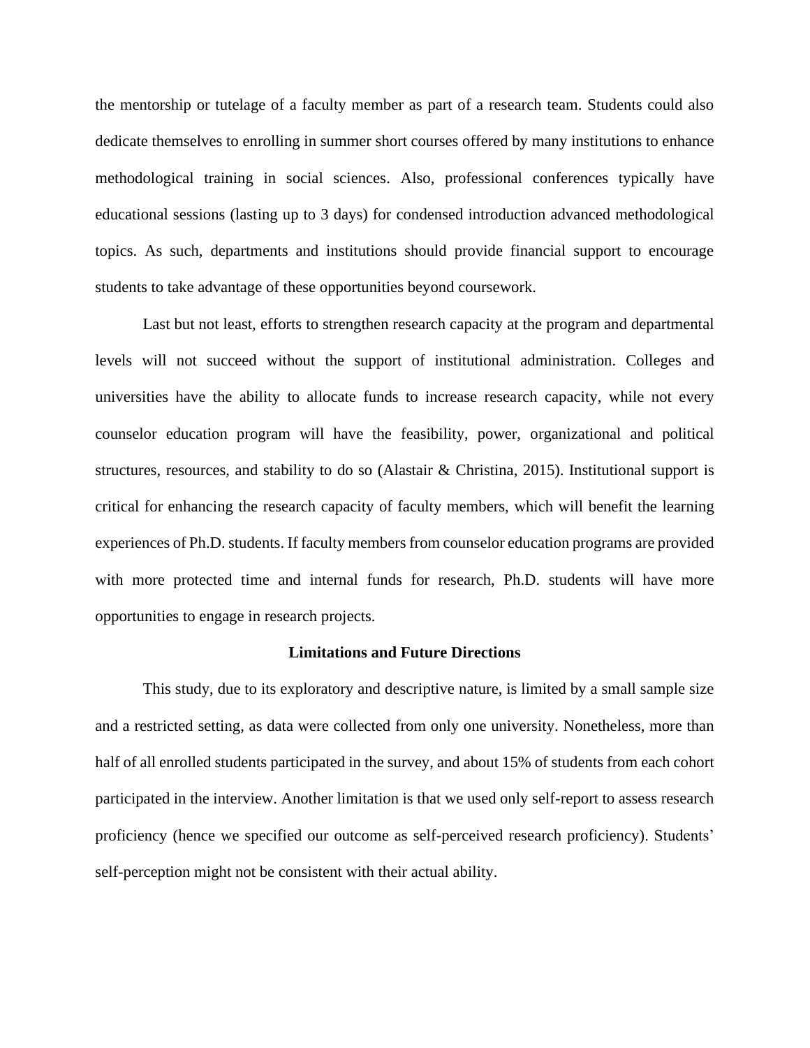the mentorship or tutelage of a faculty member as part of a research team. Students could also dedicate themselves to enrolling in summer short courses offered by many institutions to enhance methodological training in social sciences. Also, professional conferences typically have educational sessions (lasting up to 3 days) for condensed introduction advanced methodological topics. As such, departments and institutions should provide financial support to encourage students to take advantage of these opportunities beyond coursework.

Last but not least, efforts to strengthen research capacity at the program and departmental levels will not succeed without the support of institutional administration. Colleges and universities have the ability to allocate funds to increase research capacity, while not every counselor education program will have the feasibility, power, organizational and political structures, resources, and stability to do so (Alastair & Christina, 2015). Institutional support is critical for enhancing the research capacity of faculty members, which will benefit the learning experiences of Ph.D. students. If faculty members from counselor education programs are provided with more protected time and internal funds for research, Ph.D. students will have more opportunities to engage in research projects.

## Limitations and Future Directions

This study, due to its exploratory and descriptive nature, is limited by a small sample size and a restricted setting, as data were collected from only one university. Nonetheless, more than half of all enrolled students participated in the survey, and about 15% of students from each cohort participated in the interview. Another limitation is that we used only self-report to assess research proficiency (hence we specified our outcome as self-perceived research proficiency). Students' self-perception might not be consistent with their actual ability.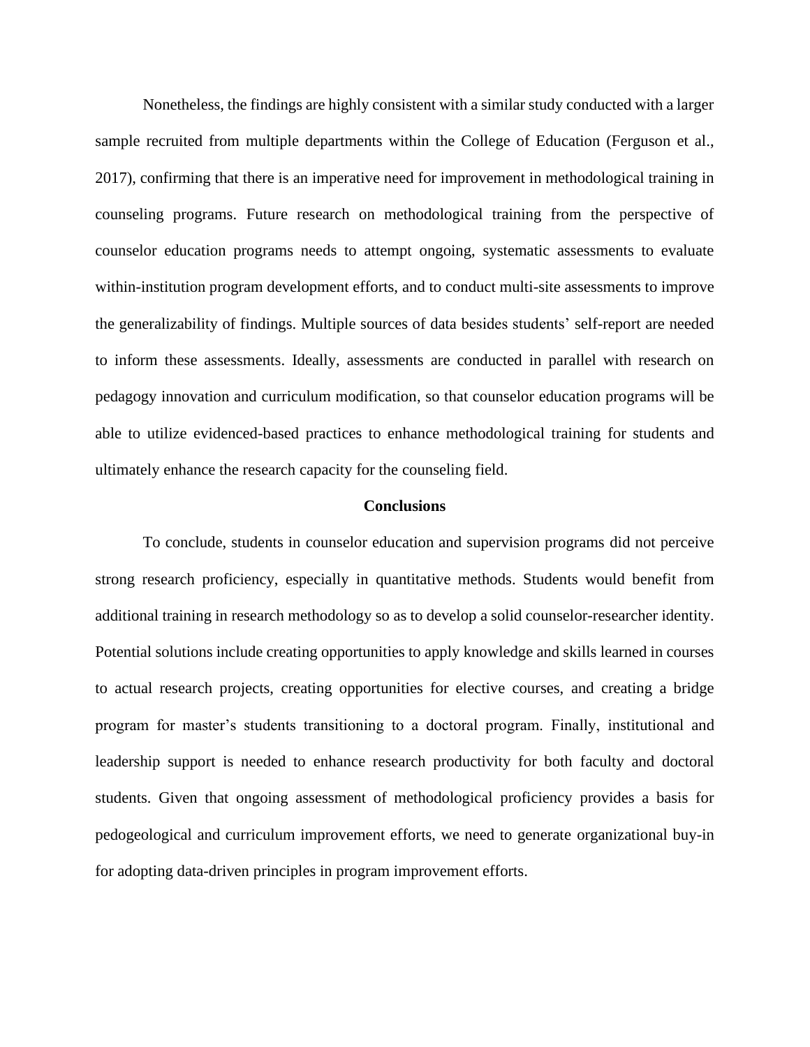Nonetheless, the findings are highly consistent with a similar study conducted with a larger sample recruited from multiple departments within the College of Education (Ferguson et al., 2017), confirming that there is an imperative need for improvement in methodological training in counseling programs. Future research on methodological training from the perspective of counselor education programs needs to attempt ongoing, systematic assessments to evaluate within-institution program development efforts, and to conduct multi-site assessments to improve the generalizability of findings. Multiple sources of data besides students' self-report are needed to inform these assessments. Ideally, assessments are conducted in parallel with research on pedagogy innovation and curriculum modification, so that counselor education programs will be able to utilize evidenced-based practices to enhance methodological training for students and ultimately enhance the research capacity for the counseling field.

## Conclusions

To conclude, students in counselor education and supervision programs did not perceive strong research proficiency, especially in quantitative methods. Students would benefit from additional training in research methodology so as to develop a solid counselor-researcher identity. Potential solutions include creating opportunities to apply knowledge and skills learned in courses to actual research projects, creating opportunities for elective courses, and creating a bridge program for master's students transitioning to a doctoral program. Finally, institutional and leadership support is needed to enhance research productivity for both faculty and doctoral students. Given that ongoing assessment of methodological proficiency provides a basis for pedogeological and curriculum improvement efforts, we need to generate organizational buy-in for adopting data-driven principles in program improvement efforts.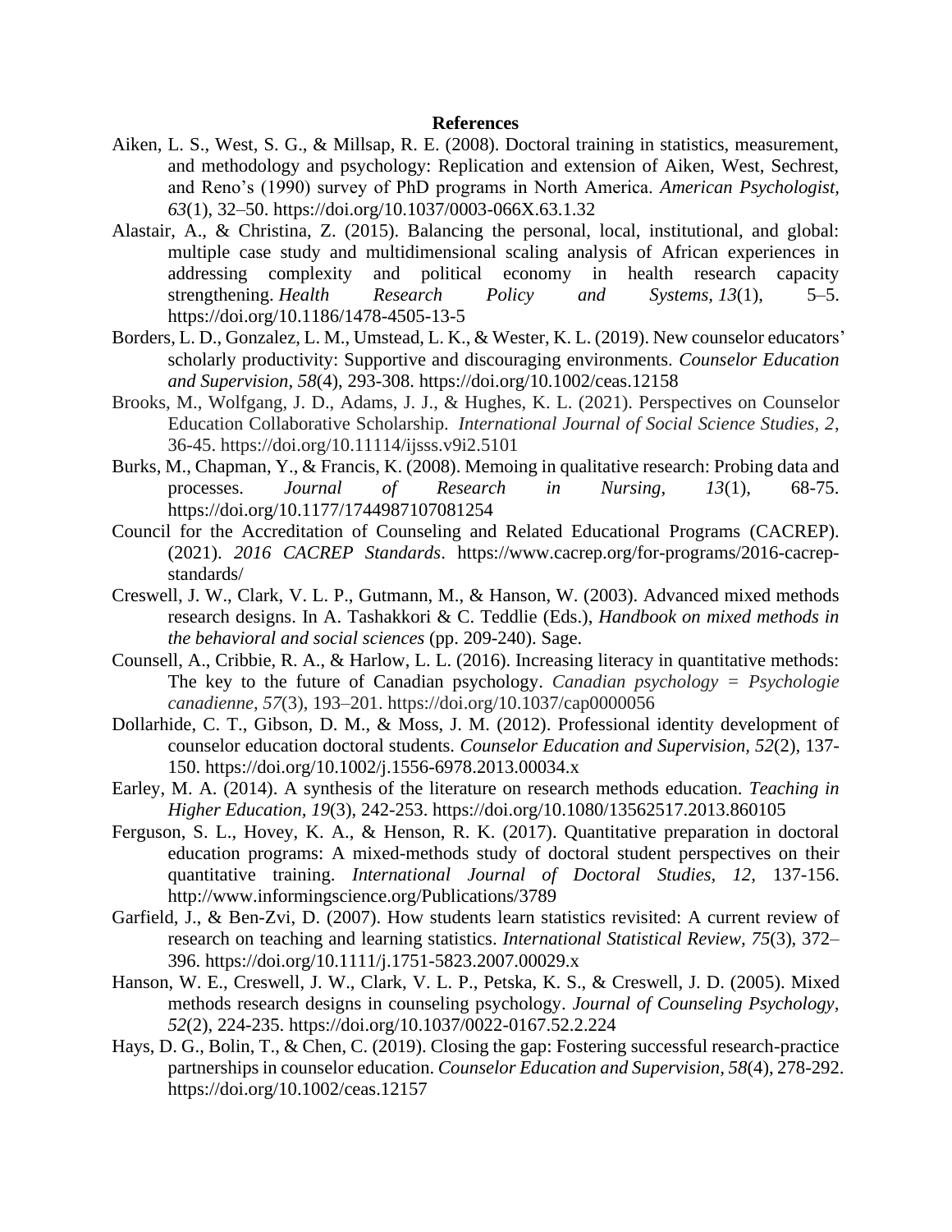# References

Aiken, L. S., West, S. G., & Millsap, R. E. (2008). Doctoral training in statistics, measurement, and methodology and psychology: Replication and extension of Aiken, West, Sechrest, and Reno's (1990) survey of PhD programs in North America. *American Psychologist, 63*(1), 32–50. https://doi.org/10.1037/0003-066X.63.1.32

Alastair, A., & Christina, Z. (2015). Balancing the personal, local, institutional, and global: multiple case study and multidimensional scaling analysis of African experiences in addressing complexity and political economy in health research capacity strengthening. *Health Research Policy and Systems*, *13*(1), 5–5. https://doi.org/10.1186/1478-4505-13-5

Borders, L. D., Gonzalez, L. M., Umstead, L. K., & Wester, K. L. (2019). New counselor educators' scholarly productivity: Supportive and discouraging environments. *Counselor Education and Supervision*, *58*(4), 293-308. https://doi.org/10.1002/ceas.12158

Brooks, M., Wolfgang, J. D., Adams, J. J., & Hughes, K. L. (2021). Perspectives on Counselor Education Collaborative Scholarship. *International Journal of Social Science Studies, 2*, 36-45. https://doi.org/10.11114/ijsss.v9i2.5101

Burks, M., Chapman, Y., & Francis, K. (2008). Memoing in qualitative research: Probing data and processes. *Journal of Research in Nursing*, *13*(1), 68-75. https://doi.org/10.1177/1744987107081254

Council for the Accreditation of Counseling and Related Educational Programs (CACREP). (2021). *2016 CACREP Standards*. https://www.cacrep.org/for-programs/2016-cacrep-standards/

Creswell, J. W., Clark, V. L. P., Gutmann, M., & Hanson, W. (2003). Advanced mixed methods research designs. In A. Tashakkori & C. Teddlie (Eds.), *Handbook on mixed methods in the behavioral and social sciences* (pp. 209-240). Sage.

Counsell, A., Cribbie, R. A., & Harlow, L. L. (2016). Increasing literacy in quantitative methods: The key to the future of Canadian psychology. *Canadian psychology = Psychologie canadienne*, *57*(3), 193–201. https://doi.org/10.1037/cap0000056

Dollarhide, C. T., Gibson, D. M., & Moss, J. M. (2012). Professional identity development of counselor education doctoral students. *Counselor Education and Supervision, 52*(2), 137-150. https://doi.org/10.1002/j.1556-6978.2013.00034.x

Earley, M. A. (2014). A synthesis of the literature on research methods education. *Teaching in Higher Education, 19*(3), 242-253. https://doi.org/10.1080/13562517.2013.860105

Ferguson, S. L., Hovey, K. A., & Henson, R. K. (2017). Quantitative preparation in doctoral education programs: A mixed-methods study of doctoral student perspectives on their quantitative training. *International Journal of Doctoral Studies, 12*, 137-156. http://www.informingscience.org/Publications/3789

Garfield, J., & Ben-Zvi, D. (2007). How students learn statistics revisited: A current review of research on teaching and learning statistics. *International Statistical Review, 75*(3), 372–396. https://doi.org/10.1111/j.1751-5823.2007.00029.x

Hanson, W. E., Creswell, J. W., Clark, V. L. P., Petska, K. S., & Creswell, J. D. (2005). Mixed methods research designs in counseling psychology. *Journal of Counseling Psychology, 52*(2), 224-235. https://doi.org/10.1037/0022-0167.52.2.224

Hays, D. G., Bolin, T., & Chen, C. (2019). Closing the gap: Fostering successful research-practice partnerships in counselor education. *Counselor Education and Supervision, 58*(4), 278-292. https://doi.org/10.1002/ceas.12157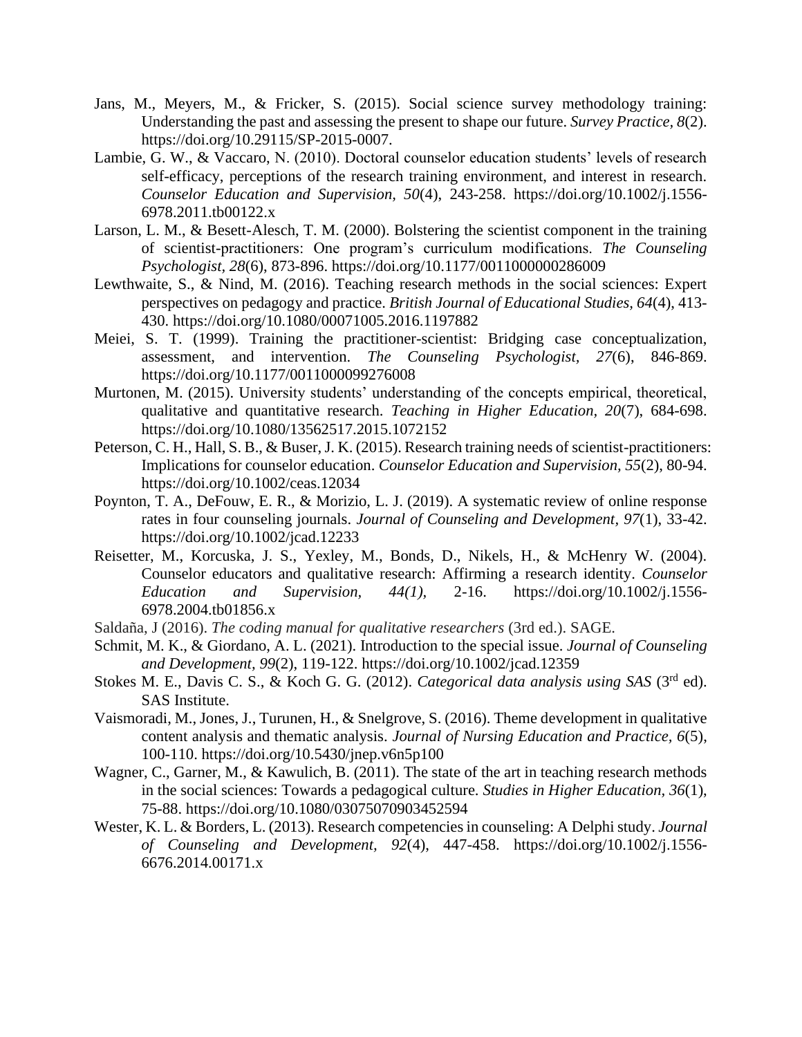Jans, M., Meyers, M., & Fricker, S. (2015). Social science survey methodology training: Understanding the past and assessing the present to shape our future. *Survey Practice, 8*(2). https://doi.org/10.29115/SP-2015-0007.

Lambie, G. W., & Vaccaro, N. (2010). Doctoral counselor education students' levels of research self-efficacy, perceptions of the research training environment, and interest in research. *Counselor Education and Supervision*, *50*(4), 243-258. https://doi.org/10.1002/j.1556-6978.2011.tb00122.x

Larson, L. M., & Besett-Alesch, T. M. (2000). Bolstering the scientist component in the training of scientist-practitioners: One program's curriculum modifications. *The Counseling Psychologist, 28*(6), 873-896. https://doi.org/10.1177/0011000000286009

Lewthwaite, S., & Nind, M. (2016). Teaching research methods in the social sciences: Expert perspectives on pedagogy and practice. *British Journal of Educational Studies, 64*(4), 413-430. https://doi.org/10.1080/00071005.2016.1197882

Meiei, S. T. (1999). Training the practitioner-scientist: Bridging case conceptualization, assessment, and intervention. *The Counseling Psychologist, 27*(6), 846-869. https://doi.org/10.1177/0011000099276008

Murtonen, M. (2015). University students' understanding of the concepts empirical, theoretical, qualitative and quantitative research. *Teaching in Higher Education*, *20*(7), 684-698. https://doi.org/10.1080/13562517.2015.1072152

Peterson, C. H., Hall, S. B., & Buser, J. K. (2015). Research training needs of scientist-practitioners: Implications for counselor education. *Counselor Education and Supervision, 55*(2), 80-94. https://doi.org/10.1002/ceas.12034

Poynton, T. A., DeFouw, E. R., & Morizio, L. J. (2019). A systematic review of online response rates in four counseling journals. *Journal of Counseling and Development, 97*(1), 33-42. https://doi.org/10.1002/jcad.12233

Reisetter, M., Korcuska, J. S., Yexley, M., Bonds, D., Nikels, H., & McHenry W. (2004). Counselor educators and qualitative research: Affirming a research identity. *Counselor Education and Supervision, 44(1),* 2-16. https://doi.org/10.1002/j.1556-6978.2004.tb01856.x

Saldaña, J (2016). *The coding manual for qualitative researchers* (3rd ed.). SAGE.

Schmit, M. K., & Giordano, A. L. (2021). Introduction to the special issue. *Journal of Counseling and Development, 99*(2), 119-122. https://doi.org/10.1002/jcad.12359

Stokes M. E., Davis C. S., & Koch G. G. (2012). *Categorical data analysis using SAS* (3rd ed). SAS Institute.

Vaismoradi, M., Jones, J., Turunen, H., & Snelgrove, S. (2016). Theme development in qualitative content analysis and thematic analysis. *Journal of Nursing Education and Practice, 6*(5), 100-110. https://doi.org/10.5430/jnep.v6n5p100

Wagner, C., Garner, M., & Kawulich, B. (2011). The state of the art in teaching research methods in the social sciences: Towards a pedagogical culture. *Studies in Higher Education, 36*(1), 75-88. https://doi.org/10.1080/03075070903452594

Wester, K. L. & Borders, L. (2013). Research competencies in counseling: A Delphi study. *Journal of Counseling and Development, 92*(4), 447-458. https://doi.org/10.1002/j.1556-6676.2014.00171.x